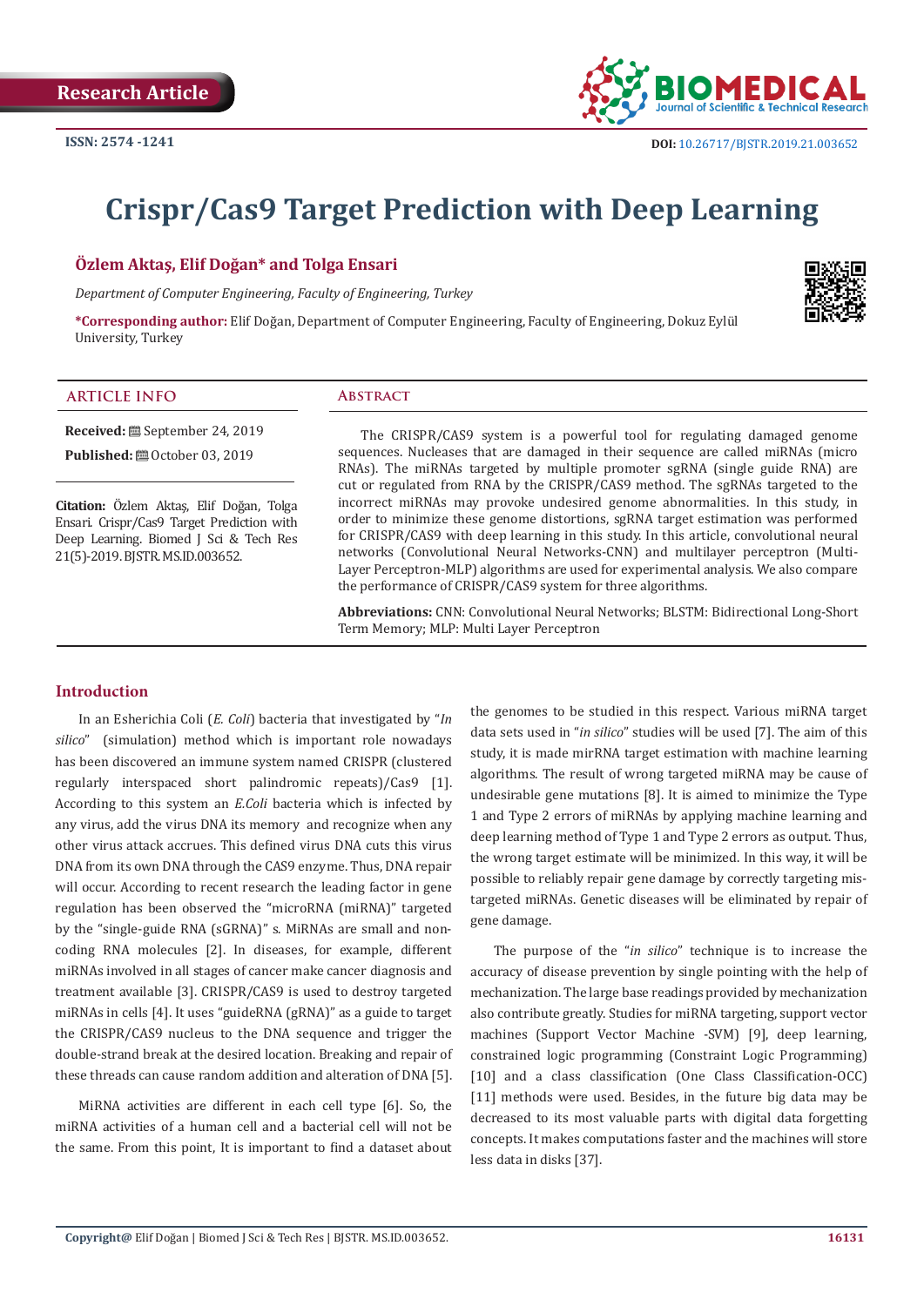Research Article

ISSN: 2574 -1241

DOI: 10.26717/BJSTR.2019.21.003652

# Crispr/Cas9 Target Prediction with Deep Learning

**Özlem Aktaş, Elif Doğan* and Tolga Ensari**

*Department of Computer Engineering, Faculty of Engineering, Turkey*

***Corresponding author:** Elif Doğan, Department of Computer Engineering, Faculty of Engineering, Dokuz Eylül University, Turkey

## ARTICLE INFO

**Received:** September 24, 2019

**Published:** October 03, 2019

**Citation:** Özlem Aktaş, Elif Doğan, Tolga Ensari. Crispr/Cas9 Target Prediction with Deep Learning. Biomed J Sci & Tech Res 21(5)-2019. BJSTR. MS.ID.003652.

## Abstract

The CRISPR/CAS9 system is a powerful tool for regulating damaged genome sequences. Nucleases that are damaged in their sequence are called miRNAs (micro RNAs). The miRNAs targeted by multiple promoter sgRNA (single guide RNA) are cut or regulated from RNA by the CRISPR/CAS9 method. The sgRNAs targeted to the incorrect miRNAs may provoke undesired genome abnormalities. In this study, in order to minimize these genome distortions, sgRNA target estimation was performed for CRISPR/CAS9 with deep learning in this study. In this article, convolutional neural networks (Convolutional Neural Networks-CNN) and multilayer perceptron (Multi-Layer Perceptron-MLP) algorithms are used for experimental analysis. We also compare the performance of CRISPR/CAS9 system for three algorithms.

**Abbreviations:** CNN: Convolutional Neural Networks; BLSTM: Bidirectional Long-Short Term Memory; MLP: Multi Layer Perceptron

## Introduction

In an Esherichia Coli (*E. Coli*) bacteria that investigated by "*In silico*" (simulation) method which is important role nowadays has been discovered an immune system named CRISPR (clustered regularly interspaced short palindromic repeats)/Cas9 [1]. According to this system an *E.Coli* bacteria which is infected by any virus, add the virus DNA its memory and recognize when any other virus attack accrues. This defined virus DNA cuts this virus DNA from its own DNA through the CAS9 enzyme. Thus, DNA repair will occur. According to recent research the leading factor in gene regulation has been observed the "microRNA (miRNA)" targeted by the "single-guide RNA (sGRNA)" s. MiRNAs are small and non-coding RNA molecules [2]. In diseases, for example, different miRNAs involved in all stages of cancer make cancer diagnosis and treatment available [3]. CRISPR/CAS9 is used to destroy targeted miRNAs in cells [4]. It uses "guideRNA (gRNA)" as a guide to target the CRISPR/CAS9 nucleus to the DNA sequence and trigger the double-strand break at the desired location. Breaking and repair of these threads can cause random addition and alteration of DNA [5].

MiRNA activities are different in each cell type [6]. So, the miRNA activities of a human cell and a bacterial cell will not be the same. From this point, It is important to find a dataset about the genomes to be studied in this respect. Various miRNA target data sets used in "*in silico*" studies will be used [7]. The aim of this study, it is made mirRNA target estimation with machine learning algorithms. The result of wrong targeted miRNA may be cause of undesirable gene mutations [8]. It is aimed to minimize the Type 1 and Type 2 errors of miRNAs by applying machine learning and deep learning method of Type 1 and Type 2 errors as output. Thus, the wrong target estimate will be minimized. In this way, it will be possible to reliably repair gene damage by correctly targeting mis-targeted miRNAs. Genetic diseases will be eliminated by repair of gene damage.

The purpose of the "*in silico*" technique is to increase the accuracy of disease prevention by single pointing with the help of mechanization. The large base readings provided by mechanization also contribute greatly. Studies for miRNA targeting, support vector machines (Support Vector Machine -SVM) [9], deep learning, constrained logic programming (Constraint Logic Programming) [10] and a class classification (One Class Classification-OCC) [11] methods were used. Besides, in the future big data may be decreased to its most valuable parts with digital data forgetting concepts. It makes computations faster and the machines will store less data in disks [37].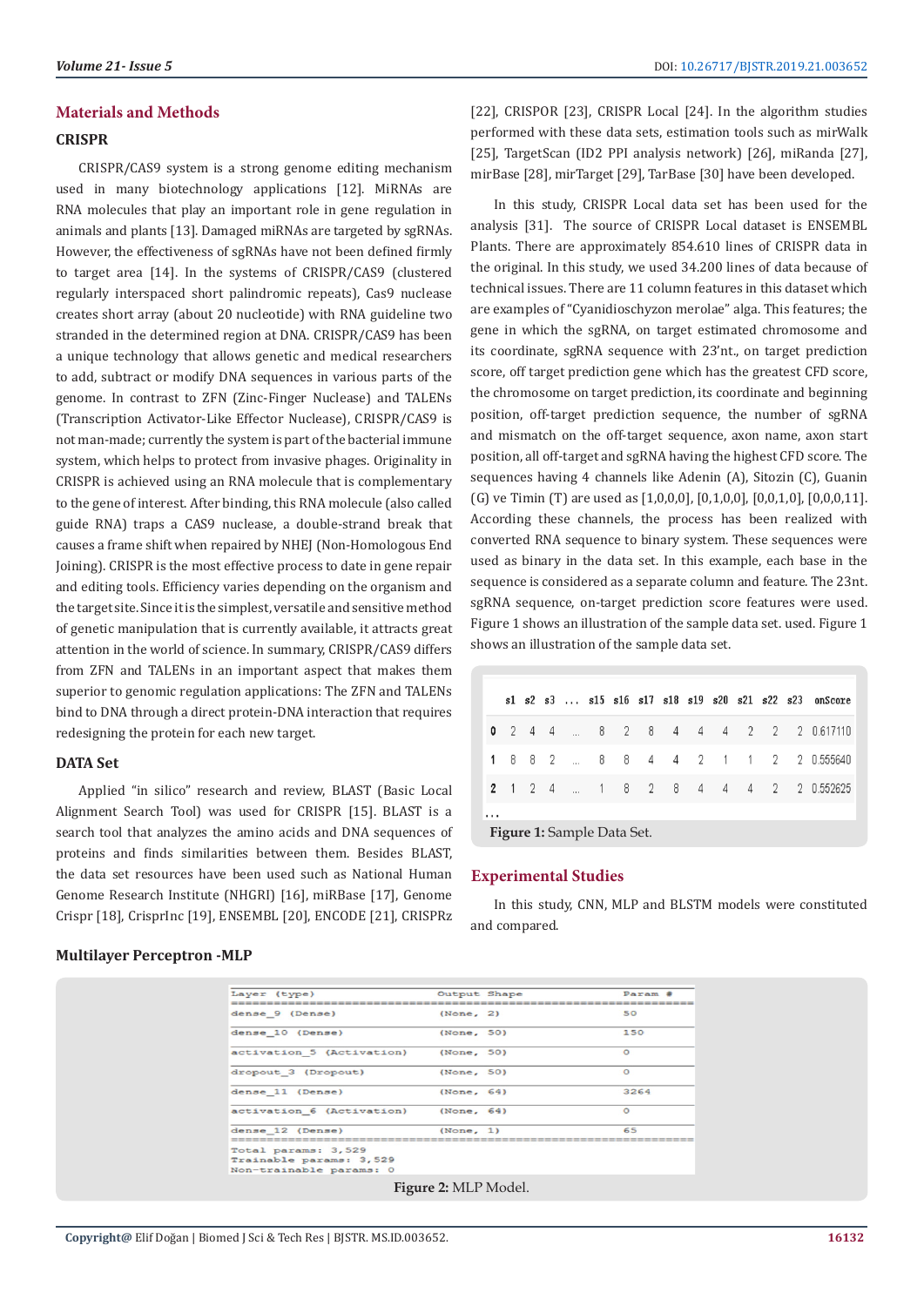## Materials and Methods

### CRISPR

CRISPR/CAS9 system is a strong genome editing mechanism used in many biotechnology applications [12]. MiRNAs are RNA molecules that play an important role in gene regulation in animals and plants [13]. Damaged miRNAs are targeted by sgRNAs. However, the effectiveness of sgRNAs have not been defined firmly to target area [14]. In the systems of CRISPR/CAS9 (clustered regularly interspaced short palindromic repeats), Cas9 nuclease creates short array (about 20 nucleotide) with RNA guideline two stranded in the determined region at DNA. CRISPR/CAS9 has been a unique technology that allows genetic and medical researchers to add, subtract or modify DNA sequences in various parts of the genome. In contrast to ZFN (Zinc-Finger Nuclease) and TALENs (Transcription Activator-Like Effector Nuclease), CRISPR/CAS9 is not man-made; currently the system is part of the bacterial immune system, which helps to protect from invasive phages. Originality in CRISPR is achieved using an RNA molecule that is complementary to the gene of interest. After binding, this RNA molecule (also called guide RNA) traps a CAS9 nuclease, a double-strand break that causes a frame shift when repaired by NHEJ (Non-Homologous End Joining). CRISPR is the most effective process to date in gene repair and editing tools. Efficiency varies depending on the organism and the target site. Since it is the simplest, versatile and sensitive method of genetic manipulation that is currently available, it attracts great attention in the world of science. In summary, CRISPR/CAS9 differs from ZFN and TALENs in an important aspect that makes them superior to genomic regulation applications: The ZFN and TALENs bind to DNA through a direct protein-DNA interaction that requires redesigning the protein for each new target.

### DATA Set

Applied "in silico" research and review, BLAST (Basic Local Alignment Search Tool) was used for CRISPR [15]. BLAST is a search tool that analyzes the amino acids and DNA sequences of proteins and finds similarities between them. Besides BLAST, the data set resources have been used such as National Human Genome Research Institute (NHGRI) [16], miRBase [17], Genome Crispr [18], CrisprInc [19], ENSEMBL [20], ENCODE [21], CRISPRz [22], CRISPOR [23], CRISPR Local [24]. In the algorithm studies performed with these data sets, estimation tools such as mirWalk [25], TargetScan (ID2 PPI analysis network) [26], miRanda [27], mirBase [28], mirTarget [29], TarBase [30] have been developed.

In this study, CRISPR Local data set has been used for the analysis [31]. The source of CRISPR Local dataset is ENSEMBL Plants. There are approximately 854.610 lines of CRISPR data in the original. In this study, we used 34.200 lines of data because of technical issues. There are 11 column features in this dataset which are examples of "Cyanidioschyzon merolae" alga. This features; the gene in which the sgRNA, on target estimated chromosome and its coordinate, sgRNA sequence with 23'nt., on target prediction score, off target prediction gene which has the greatest CFD score, the chromosome on target prediction, its coordinate and beginning position, off-target prediction sequence, the number of sgRNA and mismatch on the off-target sequence, axon name, axon start position, all off-target and sgRNA having the highest CFD score. The sequences having 4 channels like Adenin (A), Sitozin (C), Guanin (G) ve Timin (T) are used as [1,0,0,0], [0,1,0,0], [0,0,1,0], [0,0,0,11]. According these channels, the process has been realized with converted RNA sequence to binary system. These sequences were used as binary in the data set. In this example, each base in the sequence is considered as a separate column and feature. The 23nt. sgRNA sequence, on-target prediction score features were used. Figure 1 shows an illustration of the sample data set. used. Figure 1 shows an illustration of the sample data set.

| | s1 | s2 | s3 | ... | s15 | s16 | s17 | s18 | s19 | s20 | s21 | s22 | s23 | onScore |
|---|---|---|---|---|---|---|---|---|---|---|---|---|---|---|
| 0 | 2 | 4 | 4 | ... | 8 | 2 | 8 | 4 | 4 | 4 | 2 | 2 | 2 | 0.617110 |
| 1 | 8 | 8 | 2 | ... | 8 | 8 | 4 | 4 | 2 | 1 | 1 | 2 | 2 | 0.555640 |
| 2 | 1 | 2 | 4 | ... | 1 | 8 | 2 | 8 | 4 | 4 | 4 | 2 | 2 | 0.552625 |
| ... | | | | | | | | | | | | | | |

**Figure 1:** Sample Data Set.

## Experimental Studies

In this study, CNN, MLP and BLSTM models were constituted and compared.

### Multilayer Perceptron -MLP

| Layer (type) | Output Shape | Param # |
|---|---|---|
| dense_9 (Dense) | (None, 2) | 50 |
| dense_10 (Dense) | (None, 50) | 150 |
| activation_5 (Activation) | (None, 50) | 0 |
| dropout_3 (Dropout) | (None, 50) | 0 |
| dense_11 (Dense) | (None, 64) | 3264 |
| activation_6 (Activation) | (None, 64) | 0 |
| dense_12 (Dense) | (None, 1) | 65 |

Total params: 3,529
Trainable params: 3,529
Non-trainable params: 0

**Figure 2:** MLP Model.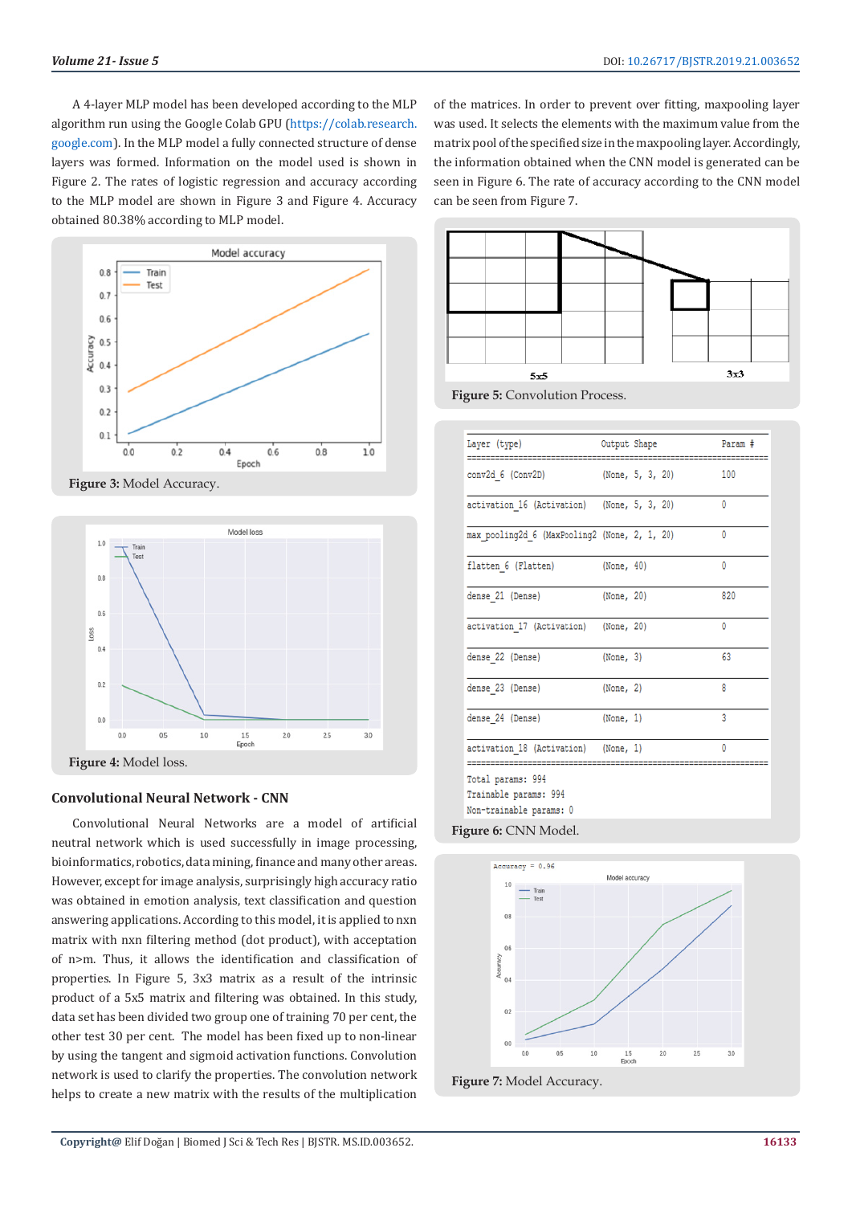A 4-layer MLP model has been developed according to the MLP algorithm run using the Google Colab GPU (https://colab.research.google.com). In the MLP model a fully connected structure of dense layers was formed. Information on the model used is shown in Figure 2. The rates of logistic regression and accuracy according to the MLP model are shown in Figure 3 and Figure 4. Accuracy obtained 80.38% according to MLP model.

**Figure 3:** Model Accuracy.

**Figure 4:** Model loss.

### Convolutional Neural Network - CNN

Convolutional Neural Networks are a model of artificial neutral network which is used successfully in image processing, bioinformatics, data mining, finance and many other areas. However, except for image analysis, surprisingly high accuracy ratio was obtained in emotion analysis, text classification and question answering applications. According to this model, it is applied to nxn matrix with nxn filtering method (dot product), with acceptation of n>m. Thus, it allows the identification and classification of properties. In Figure 5, 3x3 matrix as a result of the intrinsic product of a 5x5 matrix and filtering was obtained. In this study, data set has been divided two group one of training 70 per cent, the other test 30 per cent. The model has been fixed up to non-linear by using the tangent and sigmoid activation functions. Convolution network is used to clarify the properties. The convolution network helps to create a new matrix with the results of the multiplication of the matrices. In order to prevent over fitting, maxpooling layer was used. It selects the elements with the maximum value from the matrix pool of the specified size in the maxpooling layer. Accordingly, the information obtained when the CNN model is generated can be seen in Figure 6. The rate of accuracy according to the CNN model can be seen from Figure 7.

**Figure 5:** Convolution Process.

| Layer (type) | Output Shape | Param # |
|---|---|---|
| conv2d_6 (Conv2D) | (None, 5, 3, 20) | 100 |
| activation_16 (Activation) | (None, 5, 3, 20) | 0 |
| max_pooling2d_6 (MaxPooling2 | (None, 2, 1, 20) | 0 |
| flatten_6 (Flatten) | (None, 40) | 0 |
| dense_21 (Dense) | (None, 20) | 820 |
| activation_17 (Activation) | (None, 20) | 0 |
| dense_22 (Dense) | (None, 3) | 63 |
| dense_23 (Dense) | (None, 2) | 8 |
| dense_24 (Dense) | (None, 1) | 3 |
| activation_18 (Activation) | (None, 1) | 0 |

Total params: 994
Trainable params: 994
Non-trainable params: 0

**Figure 6:** CNN Model.

**Figure 7:** Model Accuracy.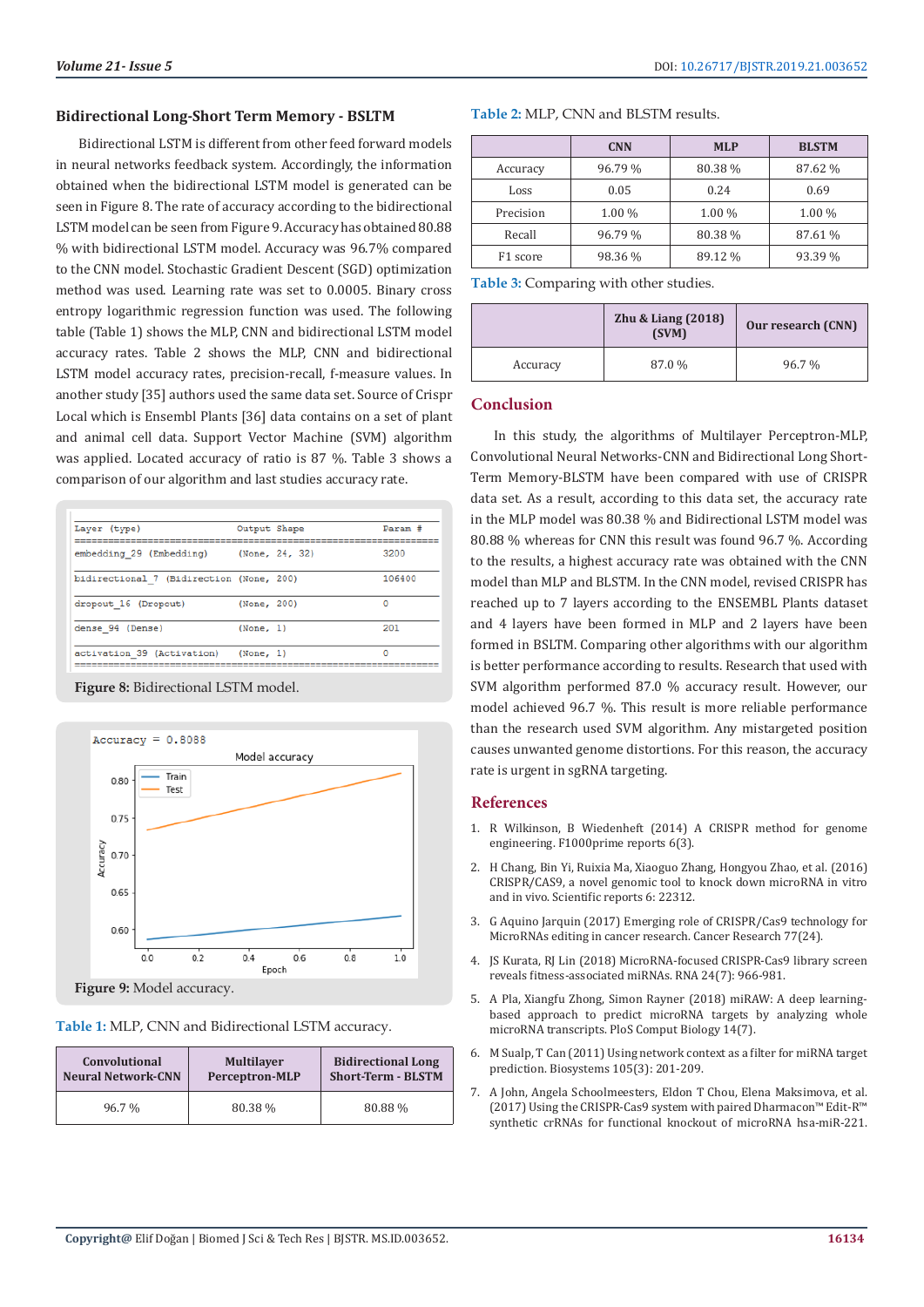### Bidirectional Long-Short Term Memory - BSLTM

Bidirectional LSTM is different from other feed forward models in neural networks feedback system. Accordingly, the information obtained when the bidirectional LSTM model is generated can be seen in Figure 8. The rate of accuracy according to the bidirectional LSTM model can be seen from Figure 9. Accuracy has obtained 80.88 % with bidirectional LSTM model. Accuracy was 96.7% compared to the CNN model. Stochastic Gradient Descent (SGD) optimization method was used. Learning rate was set to 0.0005. Binary cross entropy logarithmic regression function was used. The following table (Table 1) shows the MLP, CNN and bidirectional LSTM model accuracy rates. Table 2 shows the MLP, CNN and bidirectional LSTM model accuracy rates, precision-recall, f-measure values. In another study [35] authors used the same data set. Source of Crispr Local which is Ensembl Plants [36] data contains on a set of plant and animal cell data. Support Vector Machine (SVM) algorithm was applied. Located accuracy of ratio is 87 %. Table 3 shows a comparison of our algorithm and last studies accuracy rate.

```
Layer (type)                     Output Shape          Param #
================================================================
embedding_29 (Embedding)         (None, 24, 32)        3200
bidirectional_7 (Bidirection     (None, 200)           106400
dropout_16 (Dropout)             (None, 200)           0
dense_94 (Dense)                 (None, 1)             201
activation_39 (Activation)       (None, 1)             0
================================================================
```

**Figure 8:** Bidirectional LSTM model.

Accuracy = 0.8088

**Figure 9:** Model accuracy.

**Table 1:** MLP, CNN and Bidirectional LSTM accuracy.

| Convolutional Neural Network-CNN | Multilayer Perceptron-MLP | Bidirectional Long Short-Term - BLSTM |
|---|---|---|
| 96.7 % | 80.38 % | 80.88 % |

**Table 2:** MLP, CNN and BLSTM results.

| | CNN | MLP | BLSTM |
|---|---|---|---|
| Accuracy | 96.79 % | 80.38 % | 87.62 % |
| Loss | 0.05 | 0.24 | 0.69 |
| Precision | 1.00 % | 1.00 % | 1.00 % |
| Recall | 96.79 % | 80.38 % | 87.61 % |
| F1 score | 98.36 % | 89.12 % | 93.39 % |

**Table 3:** Comparing with other studies.

| | Zhu & Liang (2018) (SVM) | Our research (CNN) |
|---|---|---|
| Accuracy | 87.0 % | 96.7 % |

## Conclusion

In this study, the algorithms of Multilayer Perceptron-MLP, Convolutional Neural Networks-CNN and Bidirectional Long Short-Term Memory-BLSTM have been compared with use of CRISPR data set. As a result, according to this data set, the accuracy rate in the MLP model was 80.38 % and Bidirectional LSTM model was 80.88 % whereas for CNN this result was found 96.7 %. According to the results, a highest accuracy rate was obtained with the CNN model than MLP and BLSTM. In the CNN model, revised CRISPR has reached up to 7 layers according to the ENSEMBL Plants dataset and 4 layers have been formed in MLP and 2 layers have been formed in BSLTM. Comparing other algorithms with our algorithm is better performance according to results. Research that used with SVM algorithm performed 87.0 % accuracy result. However, our model achieved 96.7 %. This result is more reliable performance than the research used SVM algorithm. Any mistargeted position causes unwanted genome distortions. For this reason, the accuracy rate is urgent in sgRNA targeting.

## References

1. R Wilkinson, B Wiedenheft (2014) A CRISPR method for genome engineering. F1000prime reports 6(3).
2. H Chang, Bin Yi, Ruixia Ma, Xiaoguo Zhang, Hongyou Zhao, et al. (2016) CRISPR/CAS9, a novel genomic tool to knock down microRNA in vitro and in vivo. Scientific reports 6: 22312.
3. G Aquino Jarquin (2017) Emerging role of CRISPR/Cas9 technology for MicroRNAs editing in cancer research. Cancer Research 77(24).
4. JS Kurata, RJ Lin (2018) MicroRNA-focused CRISPR-Cas9 library screen reveals fitness-associated miRNAs. RNA 24(7): 966-981.
5. A Pla, Xiangfu Zhong, Simon Rayner (2018) miRAW: A deep learning-based approach to predict microRNA targets by analyzing whole microRNA transcripts. PloS Comput Biology 14(7).
6. M Sualp, T Can (2011) Using network context as a filter for miRNA target prediction. Biosystems 105(3): 201-209.
7. A John, Angela Schoolmeesters, Eldon T Chou, Elena Maksimova, et al. (2017) Using the CRISPR-Cas9 system with paired Dharmacon™ Edit-R™ synthetic crRNAs for functional knockout of microRNA hsa-miR-221.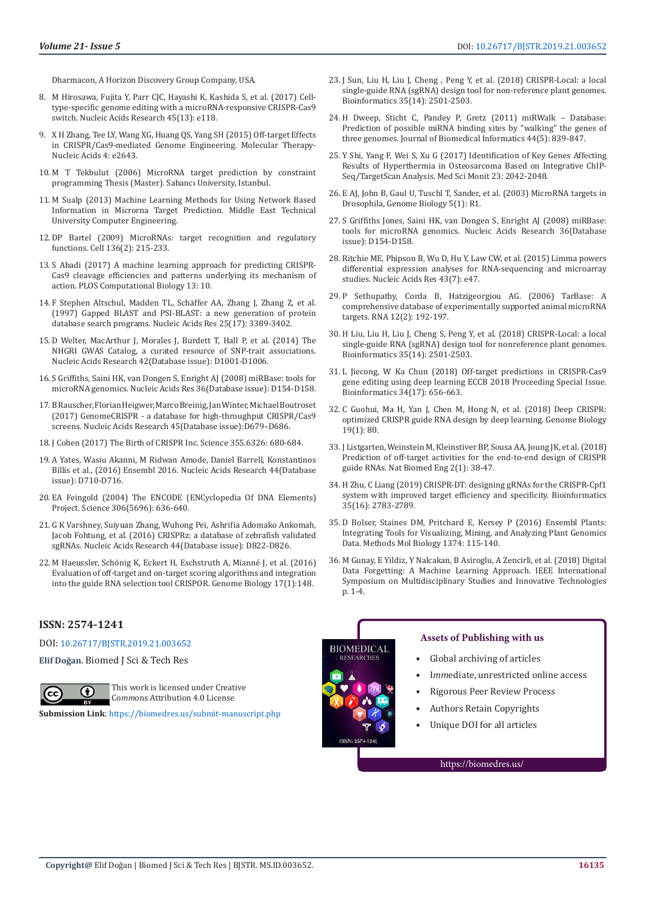Dharmacon, A Horizon Discovery Group Company, USA.

8. M Hirosawa, Fujita Y, Parr CJC, Hayashi K, Kashida S, et al. (2017) Cell-type-specific genome editing with a microRNA-responsive CRISPR-Cas9 switch. Nucleic Acids Research 45(13): e118.
9. X H Zhang, Tee LY, Wang XG, Huang QS, Yang SH (2015) Off-target Effects in CRISPR/Cas9-mediated Genome Engineering. Molecular Therapy-Nucleic Acids 4: e2643.
10. M T Tekbulut (2006) MicroRNA target prediction by constraint programming Thesis (Master). Sabancı University, Istanbul.
11. M Sualp (2013) Machine Learning Methods for Using Network Based Information in Microrna Target Prediction. Middle East Technical University Computer Engineering.
12. DP Bartel (2009) MicroRNAs: target recognition and regulatory functions. Cell 136(2): 215-233.
13. S Abadi (2017) A machine learning approach for predicting CRISPR-Cas9 cleavage efficiencies and patterns underlying its mechanism of action. PLOS Computational Biology 13: 10.
14. F Stephen Altschul, Madden TL, Schäffer AA, Zhang J, Zhang Z, et al. (1997) Gapped BLAST and PSI-BLAST: a new generation of protein database search programs. Nucleic Acids Res 25(17): 3389-3402.
15. D Welter, MacArthur J, Morales J, Burdett T, Hall P, et al. (2014) The NHGRI GWAS Catalog, a curated resource of SNP-trait associations. Nucleic Acids Research 42(Database issue): D1001-D1006.
16. S Griffiths, Saini HK, van Dongen S, Enright AJ (2008) miRBase: tools for microRNA genomics. Nucleic Acids Res 36(Database issue): D154-D158.
17. B Rauscher, Florian Heigwer, Marco Breinig, Jan Winter, Michael Boutroset (2017) GenomeCRISPR - a database for high-throughput CRISPR/Cas9 screens. Nucleic Acids Research 45(Database issue):D679–D686.
18. J Cohen (2017) The Birth of CRISPR Inc. Science 355.6326: 680-684.
19. A Yates, Wasiu Akanni, M Ridwan Amode, Daniel Barrell, Konstantinos Billis et al., (2016) Ensembl 2016. Nucleic Acids Research 44(Database issue): D710-D716.
20. EA Feingold (2004) The ENCODE (ENCyclopedia Of DNA Elements) Project. Science 306(5696): 636-640.
21. G K Varshney, Suiyuan Zhang, Wuhong Pei, Ashrifia Adomako Ankomah, Jacob Fohtung, et al. (2016) CRISPRz: a database of zebrafish validated sgRNAs. Nucleic Acids Research 44(Database issue): D822-D826.
22. M Haeussler, Schönig K, Eckert H, Eschstruth A, Mianné J, et al. (2016) Evaluation of off-target and on-target scoring algorithms and integration into the guide RNA selection tool CRISPOR. Genome Biology 17(1):148.
23. J Sun, Liu H, Liu J, Cheng , Peng Y, et al. (2018) CRISPR-Local: a local single-guide RNA (sgRNA) design tool for non-reference plant genomes. Bioinformatics 35(14): 2501-2503.
24. H Dweep, Sticht C, Pandey P, Gretz (2011) miRWalk – Database: Prediction of possible miRNA binding sites by "walking" the genes of three genomes. Journal of Biomedical Informatics 44(5): 839-847.
25. Y Shi, Yang F, Wei S, Xu G (2017) Identification of Key Genes Affecting Results of Hyperthermia in Osteosarcoma Based on Integrative ChIP-Seq/TargetScan Analysis. Med Sci Monit 23: 2042-2048.
26. E AJ, John B, Gaul U, Tuschl T, Sander, et al. (2003) MicroRNA targets in Drosophila, Genome Biology 5(1): R1.
27. S Griffiths Jones, Saini HK, van Dongen S, Enright AJ (2008) miRBase: tools for microRNA genomics. Nucleic Acids Research 36(Database issue): D154-D158.
28. Ritchie ME, Phipson B, Wu D, Hu Y, Law CW, et al. (2015) Limma powers differential expression analyses for RNA-sequencing and microarray studies. Nucleic Acids Res 43(7): e47.
29. P Sethupathy, Corda B, Hatzigeorgiou AG. (2006) TarBase: A comprehensive database of experimentally supported animal microRNA targets. RNA 12(2): 192-197.
30. H Liu, Liu H, Liu J, Cheng S, Peng Y, et al. (2018) CRISPR-Local: a local single-guide RNA (sgRNA) design tool for nonreference plant genomes. Bioinformatics 35(14): 2501-2503.
31. L Jiecong, W Ka Chun (2018) Off-target predictions in CRISPR-Cas9 gene editing using deep learning ECCB 2018 Proceeding Special Issue. Bioinformatics 34(17): 656-663.
32. C Guohui, Ma H, Yan J, Chen M, Hong N, et al. (2018) Deep CRISPR: optimized CRISPR guide RNA design by deep learning. Genome Biology 19(1): 80.
33. J Listgarten, Weinstein M, Kleinstiver BP, Sousa AA, Joung JK, et al. (2018) Prediction of off-target activities for the end-to-end design of CRISPR guide RNAs. Nat Biomed Eng 2(1): 38-47.
34. H Zhu, C Liang (2019) CRISPR-DT: designing gRNAs for the CRISPR-Cpf1 system with improved target efficiency and specificity. Bioinformatics 35(16): 2783-2789.
35. D Bolser, Staines DM, Pritchard E, Kersey P (2016) Ensembl Plants: Integrating Tools for Visualizing, Mining, and Analyzing Plant Genomics Data. Methods Mol Biology 1374: 115-140.
36. M Gunay, E Yildiz, Y Nalcakan, B Asiroglu, A Zencirli, et al. (2018) Digital Data Forgetting: A Machine Learning Approach. IEEE International Symposium on Multidisciplinary Studies and Innovative Technologies p. 1-4.

**ISSN: 2574-1241**

DOI: 10.26717/BJSTR.2019.21.003652

**Elif Doğan.** Biomed J Sci & Tech Res

This work is licensed under Creative Commons Attribution 4.0 License

**Submission Link**: https://biomedres.us/submit-manuscript.php

**Assets of Publishing with us**

- Global archiving of articles
- Immediate, unrestricted online access
- Rigorous Peer Review Process
- Authors Retain Copyrights
- Unique DOI for all articles

https://biomedres.us/